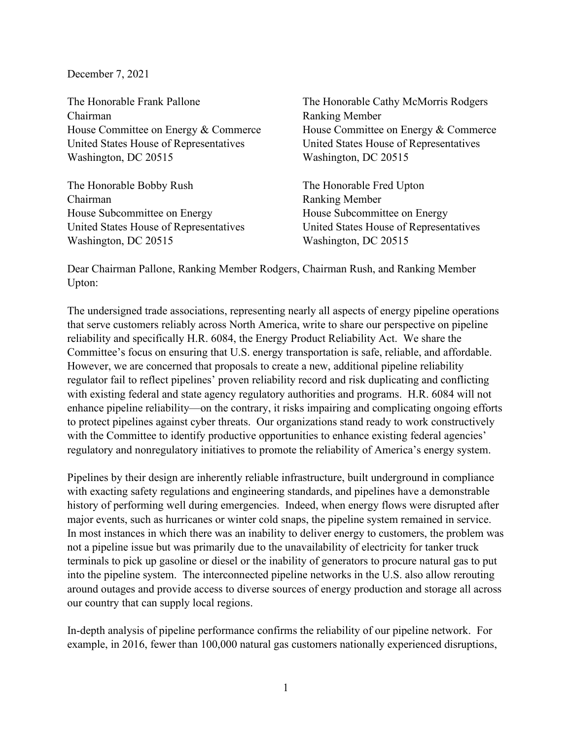December 7, 2021

The Honorable Frank Pallone
Chairman
House Committee on Energy & Commerce
United States House of Representatives
Washington, DC 20515

The Honorable Cathy McMorris Rodgers
Ranking Member
House Committee on Energy & Commerce
United States House of Representatives
Washington, DC 20515

The Honorable Bobby Rush
Chairman
House Subcommittee on Energy
United States House of Representatives
Washington, DC 20515

The Honorable Fred Upton
Ranking Member
House Subcommittee on Energy
United States House of Representatives
Washington, DC 20515

Dear Chairman Pallone, Ranking Member Rodgers, Chairman Rush, and Ranking Member Upton:

The undersigned trade associations, representing nearly all aspects of energy pipeline operations that serve customers reliably across North America, write to share our perspective on pipeline reliability and specifically H.R. 6084, the Energy Product Reliability Act. We share the Committee's focus on ensuring that U.S. energy transportation is safe, reliable, and affordable. However, we are concerned that proposals to create a new, additional pipeline reliability regulator fail to reflect pipelines' proven reliability record and risk duplicating and conflicting with existing federal and state agency regulatory authorities and programs. H.R. 6084 will not enhance pipeline reliability—on the contrary, it risks impairing and complicating ongoing efforts to protect pipelines against cyber threats. Our organizations stand ready to work constructively with the Committee to identify productive opportunities to enhance existing federal agencies' regulatory and nonregulatory initiatives to promote the reliability of America's energy system.

Pipelines by their design are inherently reliable infrastructure, built underground in compliance with exacting safety regulations and engineering standards, and pipelines have a demonstrable history of performing well during emergencies. Indeed, when energy flows were disrupted after major events, such as hurricanes or winter cold snaps, the pipeline system remained in service. In most instances in which there was an inability to deliver energy to customers, the problem was not a pipeline issue but was primarily due to the unavailability of electricity for tanker truck terminals to pick up gasoline or diesel or the inability of generators to procure natural gas to put into the pipeline system. The interconnected pipeline networks in the U.S. also allow rerouting around outages and provide access to diverse sources of energy production and storage all across our country that can supply local regions.

In-depth analysis of pipeline performance confirms the reliability of our pipeline network. For example, in 2016, fewer than 100,000 natural gas customers nationally experienced disruptions,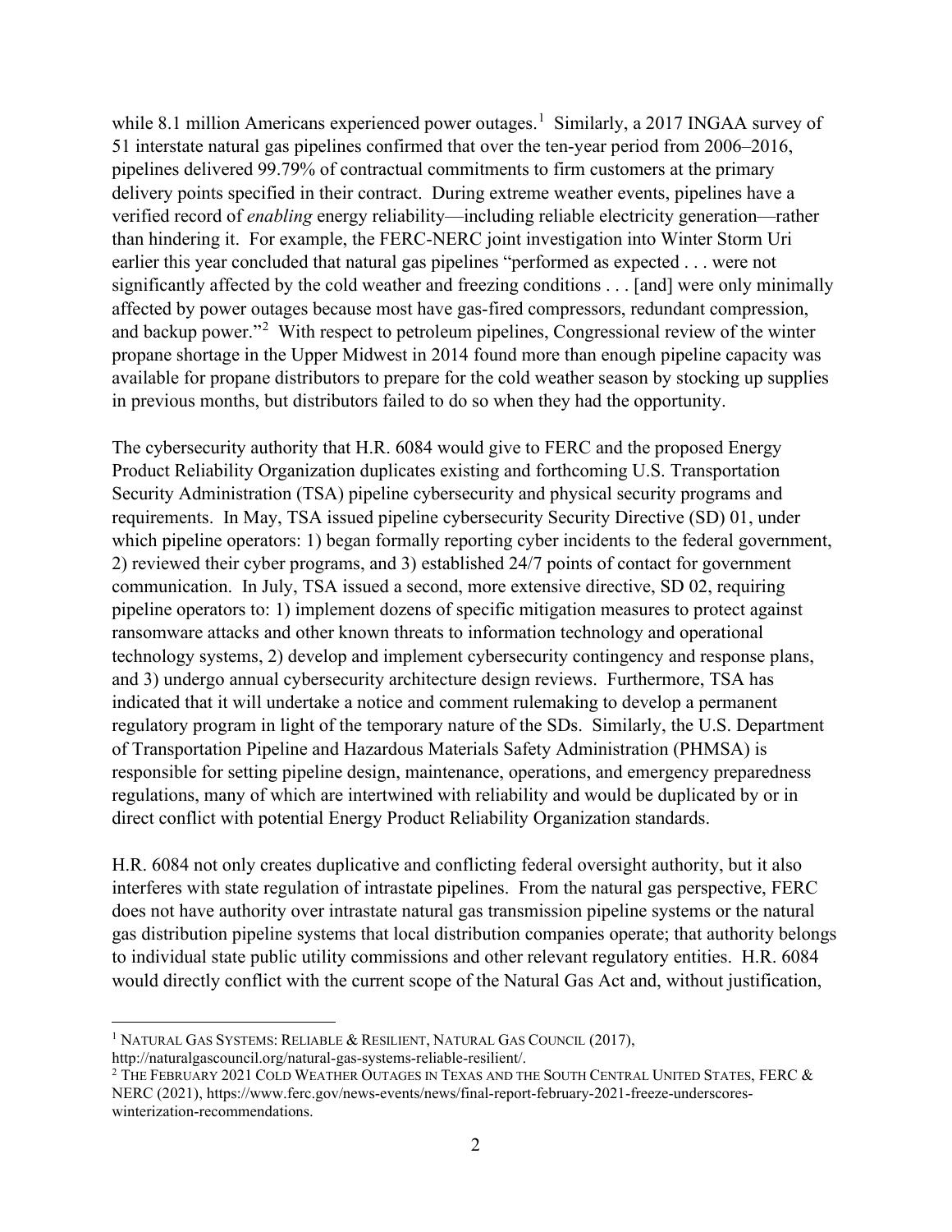while 8.1 million Americans experienced power outages.[1] Similarly, a 2017 INGAA survey of 51 interstate natural gas pipelines confirmed that over the ten-year period from 2006–2016, pipelines delivered 99.79% of contractual commitments to firm customers at the primary delivery points specified in their contract. During extreme weather events, pipelines have a verified record of *enabling* energy reliability—including reliable electricity generation—rather than hindering it. For example, the FERC-NERC joint investigation into Winter Storm Uri earlier this year concluded that natural gas pipelines "performed as expected . . . were not significantly affected by the cold weather and freezing conditions . . . [and] were only minimally affected by power outages because most have gas-fired compressors, redundant compression, and backup power."[2] With respect to petroleum pipelines, Congressional review of the winter propane shortage in the Upper Midwest in 2014 found more than enough pipeline capacity was available for propane distributors to prepare for the cold weather season by stocking up supplies in previous months, but distributors failed to do so when they had the opportunity.

The cybersecurity authority that H.R. 6084 would give to FERC and the proposed Energy Product Reliability Organization duplicates existing and forthcoming U.S. Transportation Security Administration (TSA) pipeline cybersecurity and physical security programs and requirements. In May, TSA issued pipeline cybersecurity Security Directive (SD) 01, under which pipeline operators: 1) began formally reporting cyber incidents to the federal government, 2) reviewed their cyber programs, and 3) established 24/7 points of contact for government communication. In July, TSA issued a second, more extensive directive, SD 02, requiring pipeline operators to: 1) implement dozens of specific mitigation measures to protect against ransomware attacks and other known threats to information technology and operational technology systems, 2) develop and implement cybersecurity contingency and response plans, and 3) undergo annual cybersecurity architecture design reviews. Furthermore, TSA has indicated that it will undertake a notice and comment rulemaking to develop a permanent regulatory program in light of the temporary nature of the SDs. Similarly, the U.S. Department of Transportation Pipeline and Hazardous Materials Safety Administration (PHMSA) is responsible for setting pipeline design, maintenance, operations, and emergency preparedness regulations, many of which are intertwined with reliability and would be duplicated by or in direct conflict with potential Energy Product Reliability Organization standards.

H.R. 6084 not only creates duplicative and conflicting federal oversight authority, but it also interferes with state regulation of intrastate pipelines. From the natural gas perspective, FERC does not have authority over intrastate natural gas transmission pipeline systems or the natural gas distribution pipeline systems that local distribution companies operate; that authority belongs to individual state public utility commissions and other relevant regulatory entities. H.R. 6084 would directly conflict with the current scope of the Natural Gas Act and, without justification,

---

[1] NATURAL GAS SYSTEMS: RELIABLE & RESILIENT, NATURAL GAS COUNCIL (2017), http://naturalgascouncil.org/natural-gas-systems-reliable-resilient/.

[2] THE FEBRUARY 2021 COLD WEATHER OUTAGES IN TEXAS AND THE SOUTH CENTRAL UNITED STATES, FERC & NERC (2021), https://www.ferc.gov/news-events/news/final-report-february-2021-freeze-underscores-winterization-recommendations.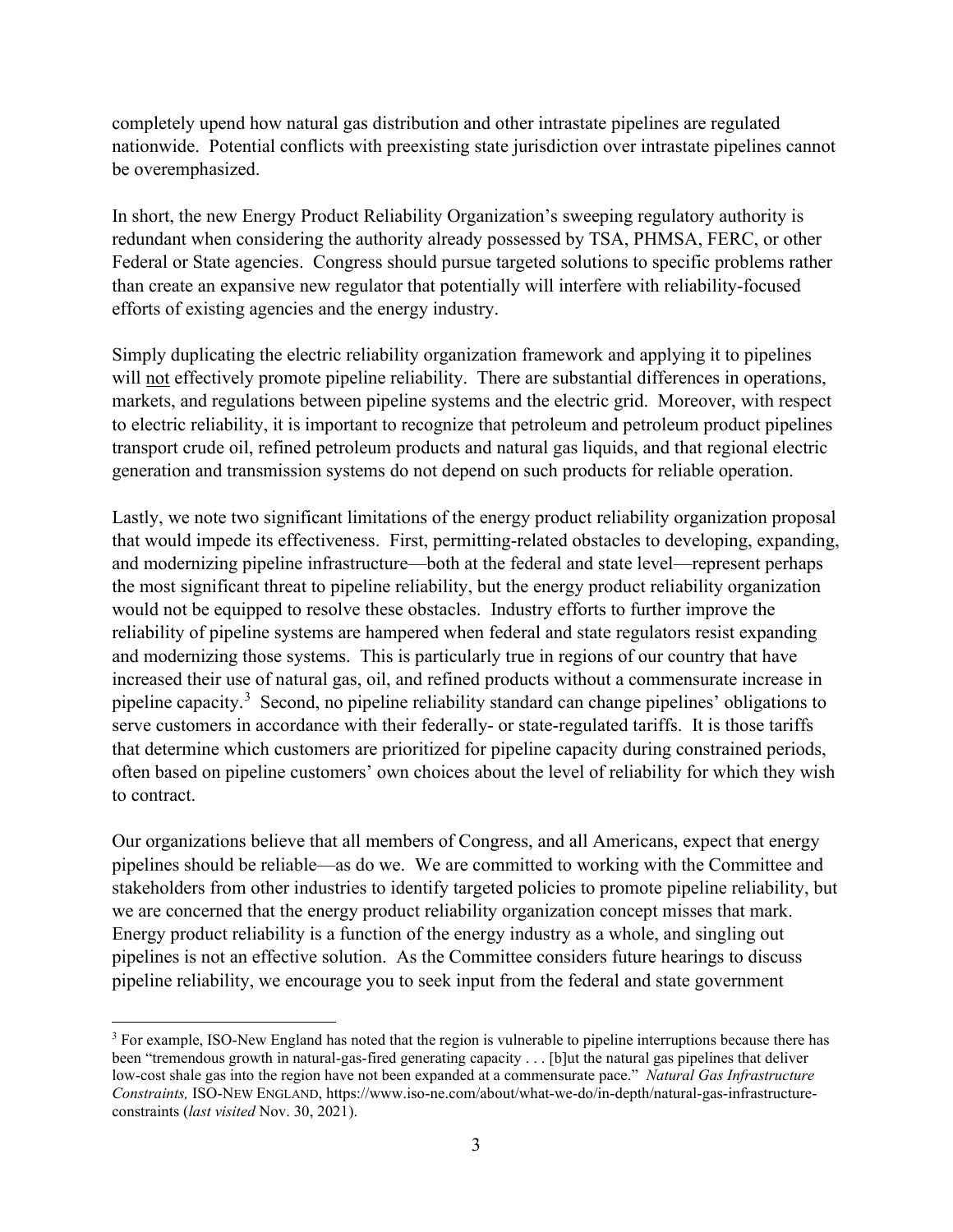completely upend how natural gas distribution and other intrastate pipelines are regulated nationwide. Potential conflicts with preexisting state jurisdiction over intrastate pipelines cannot be overemphasized.

In short, the new Energy Product Reliability Organization's sweeping regulatory authority is redundant when considering the authority already possessed by TSA, PHMSA, FERC, or other Federal or State agencies. Congress should pursue targeted solutions to specific problems rather than create an expansive new regulator that potentially will interfere with reliability-focused efforts of existing agencies and the energy industry.

Simply duplicating the electric reliability organization framework and applying it to pipelines will <u>not</u> effectively promote pipeline reliability. There are substantial differences in operations, markets, and regulations between pipeline systems and the electric grid. Moreover, with respect to electric reliability, it is important to recognize that petroleum and petroleum product pipelines transport crude oil, refined petroleum products and natural gas liquids, and that regional electric generation and transmission systems do not depend on such products for reliable operation.

Lastly, we note two significant limitations of the energy product reliability organization proposal that would impede its effectiveness. First, permitting-related obstacles to developing, expanding, and modernizing pipeline infrastructure—both at the federal and state level—represent perhaps the most significant threat to pipeline reliability, but the energy product reliability organization would not be equipped to resolve these obstacles. Industry efforts to further improve the reliability of pipeline systems are hampered when federal and state regulators resist expanding and modernizing those systems. This is particularly true in regions of our country that have increased their use of natural gas, oil, and refined products without a commensurate increase in pipeline capacity.[3] Second, no pipeline reliability standard can change pipelines' obligations to serve customers in accordance with their federally- or state-regulated tariffs. It is those tariffs that determine which customers are prioritized for pipeline capacity during constrained periods, often based on pipeline customers' own choices about the level of reliability for which they wish to contract.

Our organizations believe that all members of Congress, and all Americans, expect that energy pipelines should be reliable—as do we. We are committed to working with the Committee and stakeholders from other industries to identify targeted policies to promote pipeline reliability, but we are concerned that the energy product reliability organization concept misses that mark. Energy product reliability is a function of the energy industry as a whole, and singling out pipelines is not an effective solution. As the Committee considers future hearings to discuss pipeline reliability, we encourage you to seek input from the federal and state government

---

[3] For example, ISO-New England has noted that the region is vulnerable to pipeline interruptions because there has been "tremendous growth in natural-gas-fired generating capacity . . . [b]ut the natural gas pipelines that deliver low-cost shale gas into the region have not been expanded at a commensurate pace." *Natural Gas Infrastructure Constraints,* ISO-NEW ENGLAND, https://www.iso-ne.com/about/what-we-do/in-depth/natural-gas-infrastructure-constraints (*last visited* Nov. 30, 2021).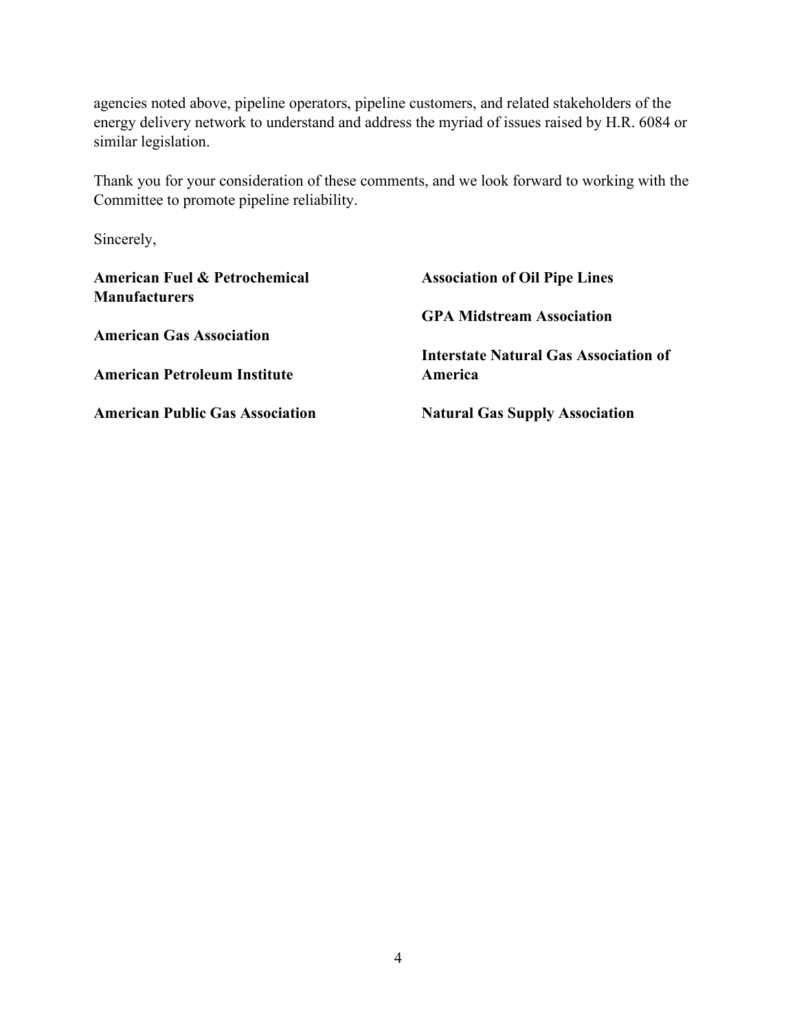agencies noted above, pipeline operators, pipeline customers, and related stakeholders of the energy delivery network to understand and address the myriad of issues raised by H.R. 6084 or similar legislation.

Thank you for your consideration of these comments, and we look forward to working with the Committee to promote pipeline reliability.

Sincerely,

**American Fuel & Petrochemical Manufacturers**

**American Gas Association**

**American Petroleum Institute**

**American Public Gas Association**

**Association of Oil Pipe Lines**

**GPA Midstream Association**

**Interstate Natural Gas Association of America**

**Natural Gas Supply Association**